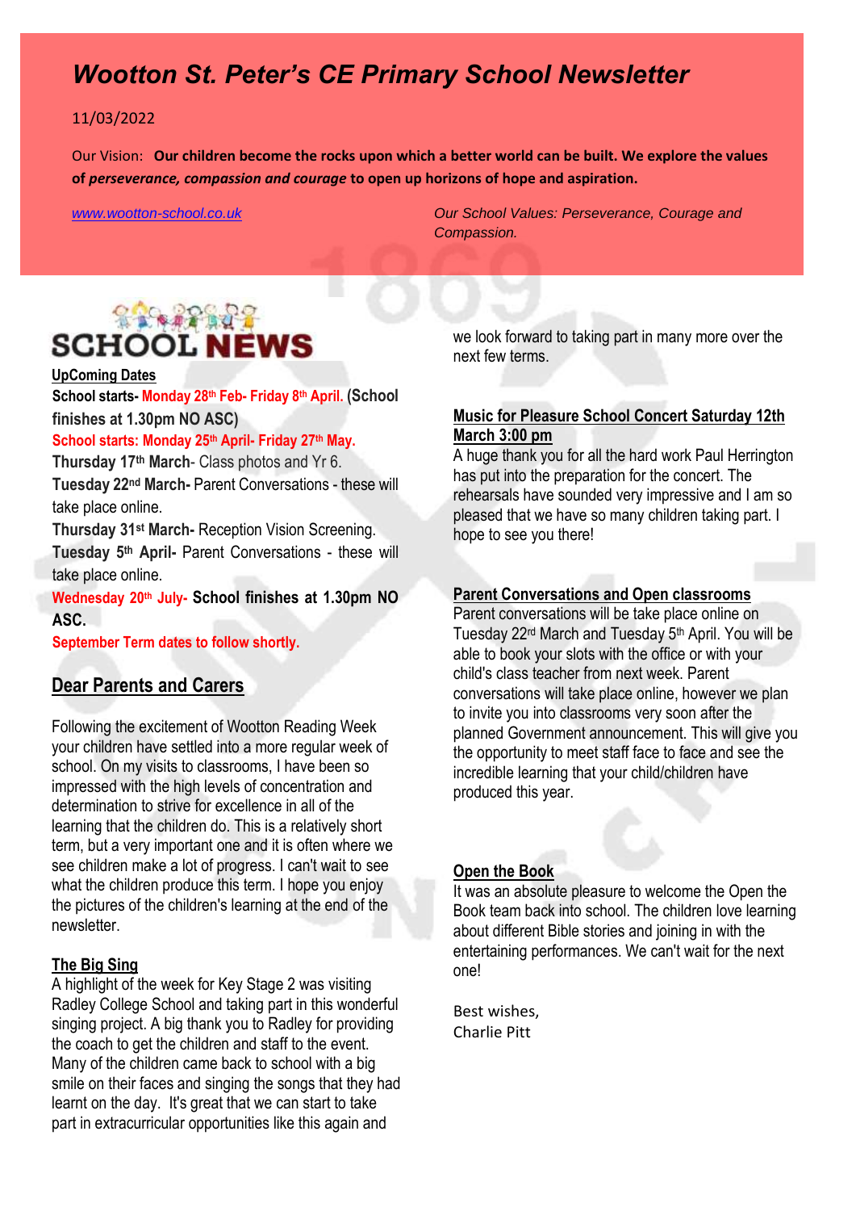# *Wootton St. Peter's CE Primary School Newsletter*

11/03/2022

Our Vision: **Our children become the rocks upon which a better world can be built. We explore the values of *perseverance, compassion and courage* to open up horizons of hope and aspiration.**

www.wootton-school.co.uk

*Our School Values: Perseverance, Courage and Compassion.*

## SCHOOL NEWS

**UpComing Dates**

**School starts- Monday 28th Feb- Friday 8th April. (School finishes at 1.30pm NO ASC)**

**School starts: Monday 25th April- Friday 27th May.**

**Thursday 17th March**- Class photos and Yr 6.

**Tuesday 22nd March-** Parent Conversations - these will take place online.

**Thursday 31st March-** Reception Vision Screening.

**Tuesday 5th April-** Parent Conversations - these will take place online.

**Wednesday 20th July- School finishes at 1.30pm NO ASC.**

**September Term dates to follow shortly.**

## Dear Parents and Carers

Following the excitement of Wootton Reading Week your children have settled into a more regular week of school. On my visits to classrooms, I have been so impressed with the high levels of concentration and determination to strive for excellence in all of the learning that the children do. This is a relatively short term, but a very important one and it is often where we see children make a lot of progress. I can't wait to see what the children produce this term. I hope you enjoy the pictures of the children's learning at the end of the newsletter.

### The Big Sing

A highlight of the week for Key Stage 2 was visiting Radley College School and taking part in this wonderful singing project. A big thank you to Radley for providing the coach to get the children and staff to the event. Many of the children came back to school with a big smile on their faces and singing the songs that they had learnt on the day. It's great that we can start to take part in extracurricular opportunities like this again and we look forward to taking part in many more over the next few terms.

### Music for Pleasure School Concert Saturday 12th March 3:00 pm

A huge thank you for all the hard work Paul Herrington has put into the preparation for the concert. The rehearsals have sounded very impressive and I am so pleased that we have so many children taking part. I hope to see you there!

### Parent Conversations and Open classrooms

Parent conversations will be take place online on Tuesday 22rd March and Tuesday 5th April. You will be able to book your slots with the office or with your child's class teacher from next week. Parent conversations will take place online, however we plan to invite you into classrooms very soon after the planned Government announcement. This will give you the opportunity to meet staff face to face and see the incredible learning that your child/children have produced this year.

### Open the Book

It was an absolute pleasure to welcome the Open the Book team back into school. The children love learning about different Bible stories and joining in with the entertaining performances. We can't wait for the next one!

Best wishes,
Charlie Pitt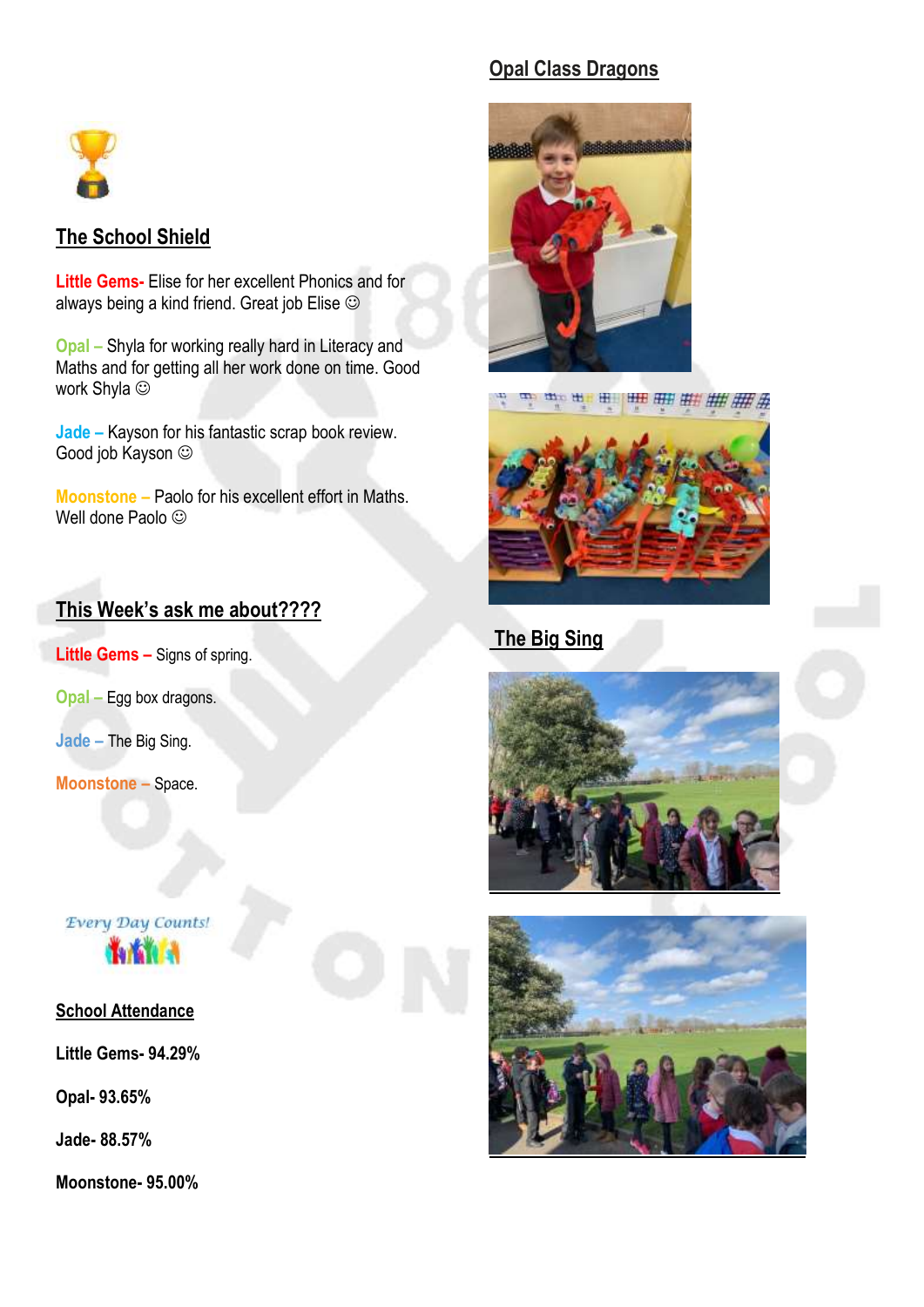## The School Shield

**Little Gems-** Elise for her excellent Phonics and for always being a kind friend. Great job Elise ☺

**Opal –** Shyla for working really hard in Literacy and Maths and for getting all her work done on time. Good work Shyla ☺

**Jade –** Kayson for his fantastic scrap book review. Good job Kayson ☺

**Moonstone –** Paolo for his excellent effort in Maths. Well done Paolo ☺

## This Week's ask me about????

**Little Gems –** Signs of spring.

**Opal –** Egg box dragons.

**Jade –** The Big Sing.

**Moonstone –** Space.

*Every Day Counts!*

## School Attendance

**Little Gems- 94.29%**

**Opal- 93.65%**

**Jade- 88.57%**

**Moonstone- 95.00%**

## Opal Class Dragons

## The Big Sing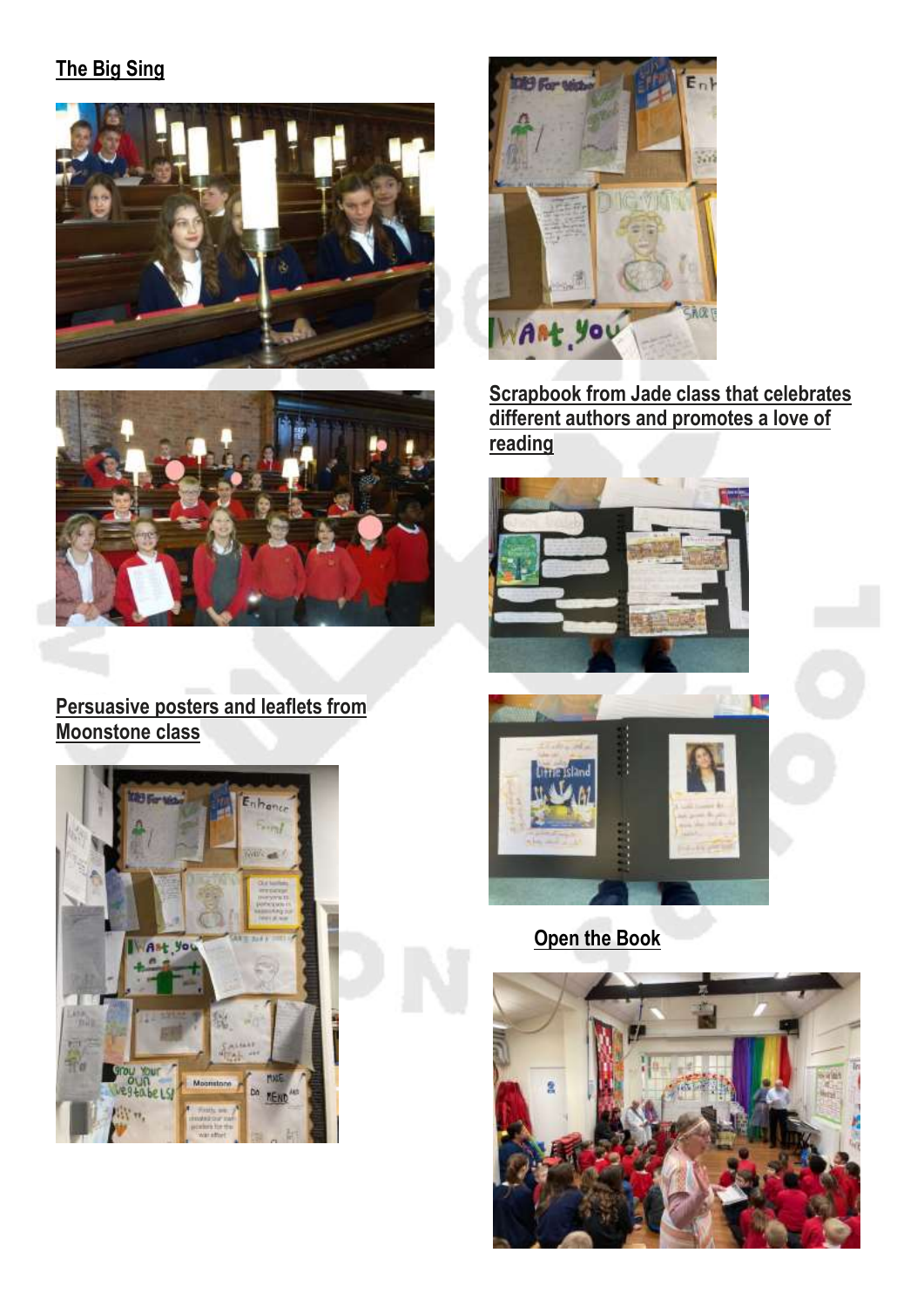## The Big Sing

## Persuasive posters and leaflets from Moonstone class

## Scrapbook from Jade class that celebrates different authors and promotes a love of reading

## Open the Book